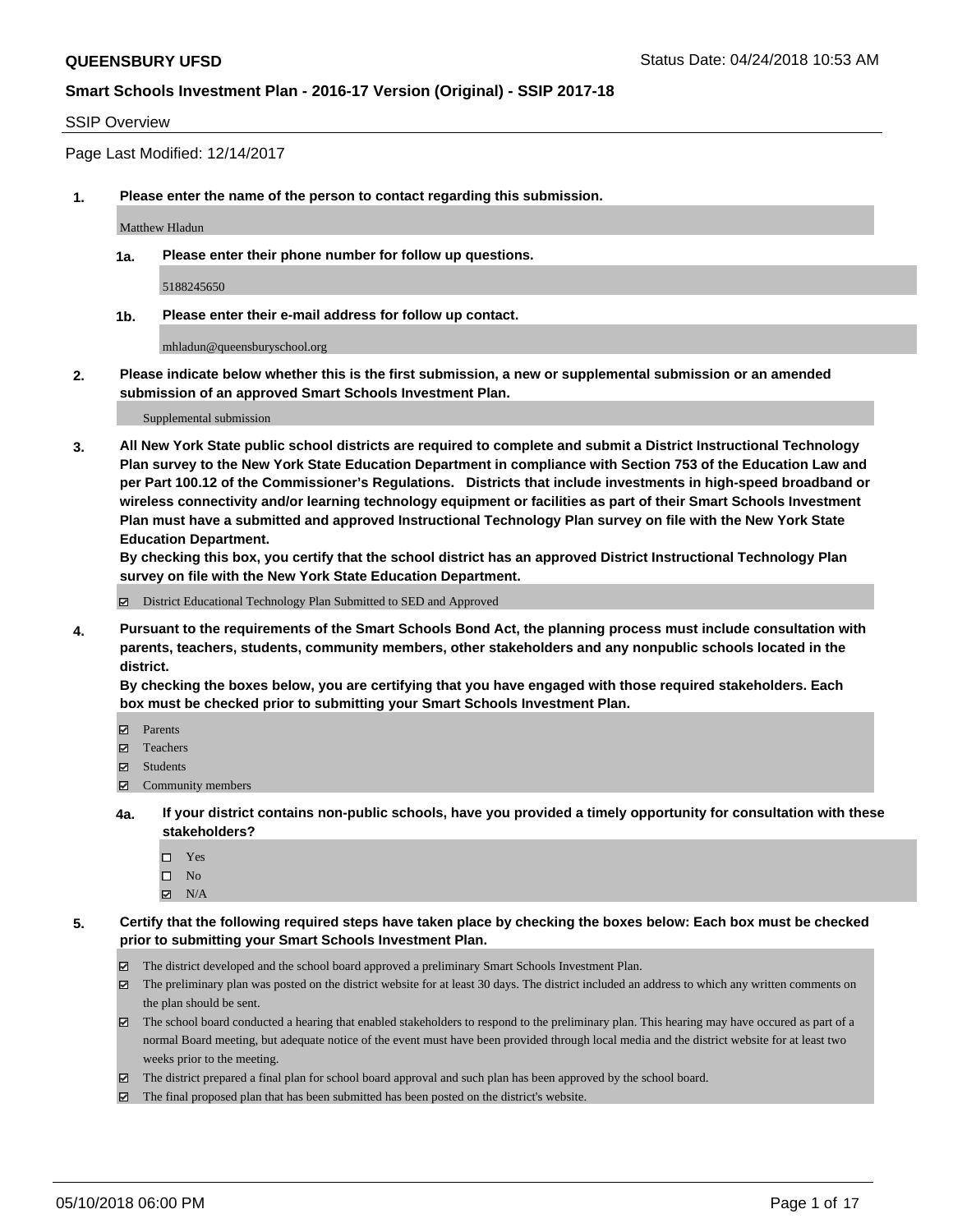**QUEENSBURY UFSD** Status Date: 04/24/2018 10:53 AM

**Smart Schools Investment Plan - 2016-17 Version (Original) - SSIP 2017-18**

SSIP Overview

Page Last Modified: 12/14/2017

**1. Please enter the name of the person to contact regarding this submission.**

Matthew Hladun

**1a. Please enter their phone number for follow up questions.**

5188245650

**1b. Please enter their e-mail address for follow up contact.**

mhladun@queensburyschool.org

**2. Please indicate below whether this is the first submission, a new or supplemental submission or an amended submission of an approved Smart Schools Investment Plan.**

Supplemental submission

**3. All New York State public school districts are required to complete and submit a District Instructional Technology Plan survey to the New York State Education Department in compliance with Section 753 of the Education Law and per Part 100.12 of the Commissioner's Regulations. Districts that include investments in high-speed broadband or wireless connectivity and/or learning technology equipment or facilities as part of their Smart Schools Investment Plan must have a submitted and approved Instructional Technology Plan survey on file with the New York State Education Department.**
**By checking this box, you certify that the school district has an approved District Instructional Technology Plan survey on file with the New York State Education Department.**

- ☑ District Educational Technology Plan Submitted to SED and Approved

**4. Pursuant to the requirements of the Smart Schools Bond Act, the planning process must include consultation with parents, teachers, students, community members, other stakeholders and any nonpublic schools located in the district.**
**By checking the boxes below, you are certifying that you have engaged with those required stakeholders. Each box must be checked prior to submitting your Smart Schools Investment Plan.**

- ☑ Parents
- ☑ Teachers
- ☑ Students
- ☑ Community members

**4a. If your district contains non-public schools, have you provided a timely opportunity for consultation with these stakeholders?**

- ☐ Yes
- ☐ No
- ☑ N/A

**5. Certify that the following required steps have taken place by checking the boxes below: Each box must be checked prior to submitting your Smart Schools Investment Plan.**

- ☑ The district developed and the school board approved a preliminary Smart Schools Investment Plan.
- ☑ The preliminary plan was posted on the district website for at least 30 days. The district included an address to which any written comments on the plan should be sent.
- ☑ The school board conducted a hearing that enabled stakeholders to respond to the preliminary plan. This hearing may have occured as part of a normal Board meeting, but adequate notice of the event must have been provided through local media and the district website for at least two weeks prior to the meeting.
- ☑ The district prepared a final plan for school board approval and such plan has been approved by the school board.
- ☑ The final proposed plan that has been submitted has been posted on the district's website.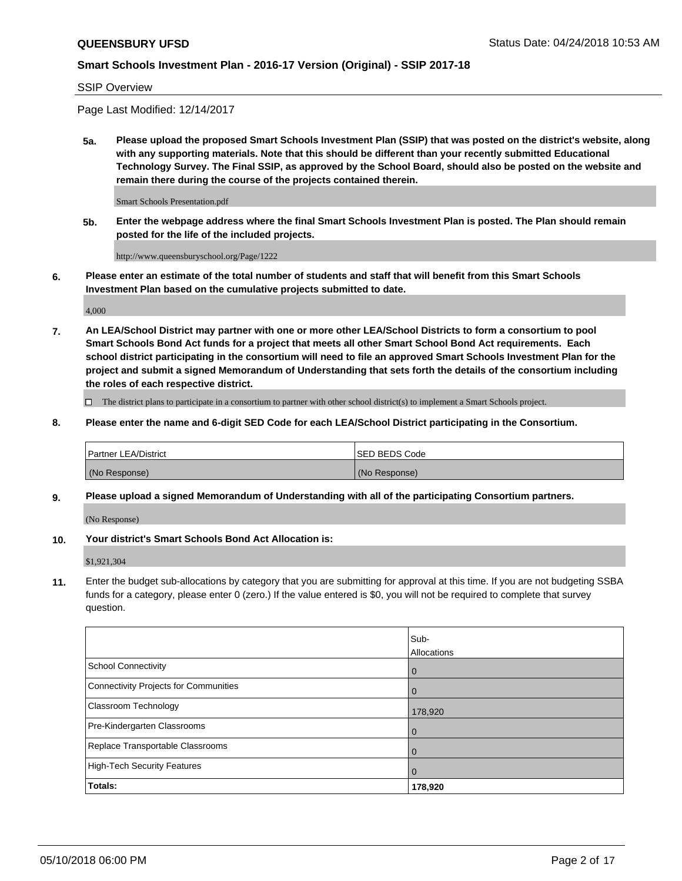SSIP Overview

Page Last Modified: 12/14/2017

**5a. Please upload the proposed Smart Schools Investment Plan (SSIP) that was posted on the district's website, along with any supporting materials. Note that this should be different than your recently submitted Educational Technology Survey. The Final SSIP, as approved by the School Board, should also be posted on the website and remain there during the course of the projects contained therein.**

Smart Schools Presentation.pdf

**5b. Enter the webpage address where the final Smart Schools Investment Plan is posted. The Plan should remain posted for the life of the included projects.**

http://www.queensburyschool.org/Page/1222

**6. Please enter an estimate of the total number of students and staff that will benefit from this Smart Schools Investment Plan based on the cumulative projects submitted to date.**

4,000

**7. An LEA/School District may partner with one or more other LEA/School Districts to form a consortium to pool Smart Schools Bond Act funds for a project that meets all other Smart School Bond Act requirements. Each school district participating in the consortium will need to file an approved Smart Schools Investment Plan for the project and submit a signed Memorandum of Understanding that sets forth the details of the consortium including the roles of each respective district.**

☐ The district plans to participate in a consortium to partner with other school district(s) to implement a Smart Schools project.

**8. Please enter the name and 6-digit SED Code for each LEA/School District participating in the Consortium.**

| Partner LEA/District | SED BEDS Code |
|---|---|
| (No Response) | (No Response) |

**9. Please upload a signed Memorandum of Understanding with all of the participating Consortium partners.**

(No Response)

**10. Your district's Smart Schools Bond Act Allocation is:**

$1,921,304

**11.** Enter the budget sub-allocations by category that you are submitting for approval at this time. If you are not budgeting SSBA funds for a category, please enter 0 (zero.) If the value entered is $0, you will not be required to complete that survey question.

| | Sub-Allocations |
|---|---|
| School Connectivity | 0 |
| Connectivity Projects for Communities | 0 |
| Classroom Technology | 178,920 |
| Pre-Kindergarten Classrooms | 0 |
| Replace Transportable Classrooms | 0 |
| High-Tech Security Features | 0 |
| **Totals:** | **178,920** |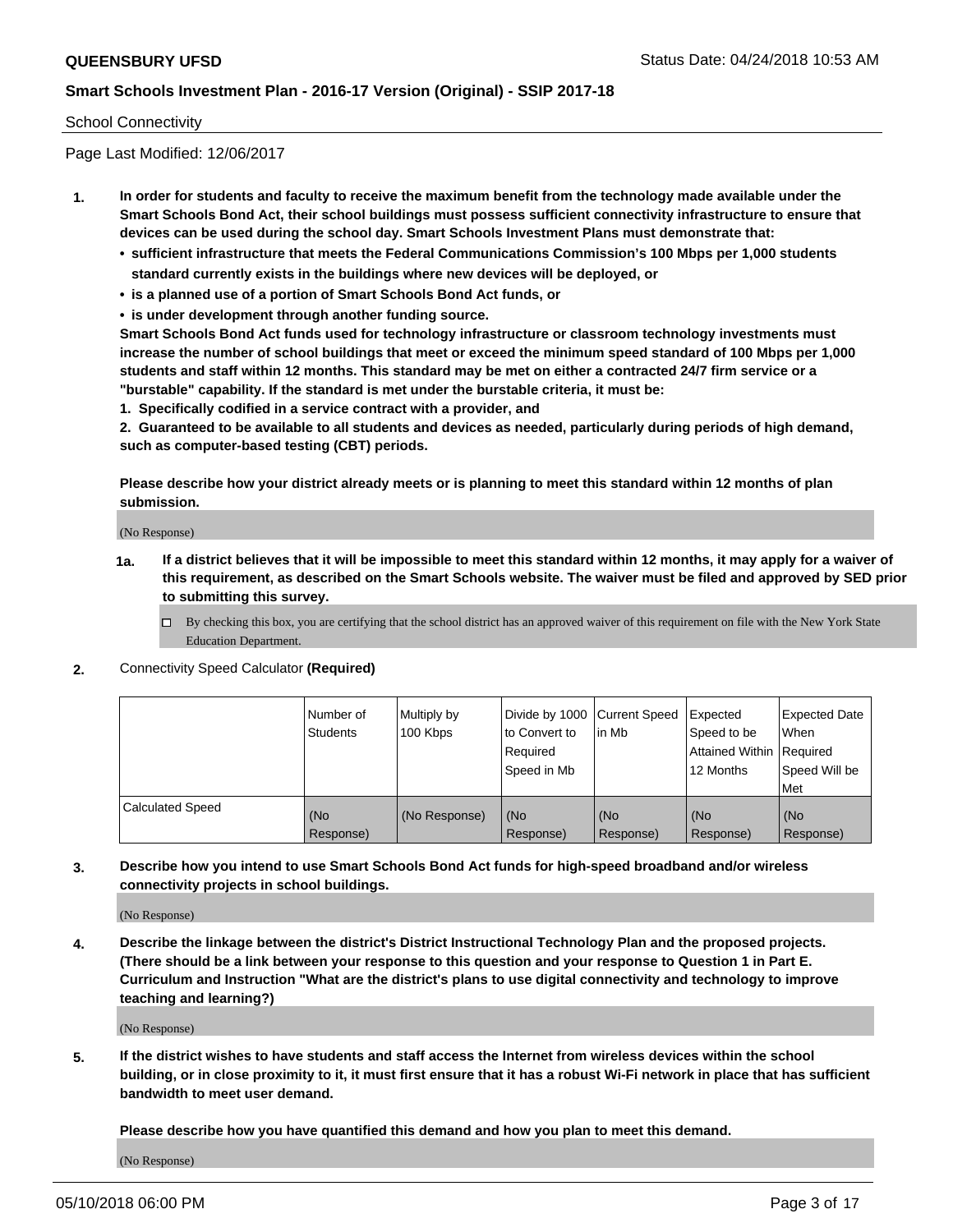School Connectivity

Page Last Modified: 12/06/2017

**1. In order for students and faculty to receive the maximum benefit from the technology made available under the Smart Schools Bond Act, their school buildings must possess sufficient connectivity infrastructure to ensure that devices can be used during the school day. Smart Schools Investment Plans must demonstrate that:**

- **sufficient infrastructure that meets the Federal Communications Commission's 100 Mbps per 1,000 students standard currently exists in the buildings where new devices will be deployed, or**
- **is a planned use of a portion of Smart Schools Bond Act funds, or**
- **is under development through another funding source.**

**Smart Schools Bond Act funds used for technology infrastructure or classroom technology investments must increase the number of school buildings that meet or exceed the minimum speed standard of 100 Mbps per 1,000 students and staff within 12 months. This standard may be met on either a contracted 24/7 firm service or a "burstable" capability. If the standard is met under the burstable criteria, it must be:**

**1. Specifically codified in a service contract with a provider, and**

**2. Guaranteed to be available to all students and devices as needed, particularly during periods of high demand, such as computer-based testing (CBT) periods.**

**Please describe how your district already meets or is planning to meet this standard within 12 months of plan submission.**

(No Response)

**1a. If a district believes that it will be impossible to meet this standard within 12 months, it may apply for a waiver of this requirement, as described on the Smart Schools website. The waiver must be filed and approved by SED prior to submitting this survey.**

- ☐ By checking this box, you are certifying that the school district has an approved waiver of this requirement on file with the New York State Education Department.

**2.** Connectivity Speed Calculator **(Required)**

| | Number of Students | Multiply by 100 Kbps | Divide by 1000 to Convert to Required Speed in Mb | Current Speed in Mb | Expected Speed to be Attained Within 12 Months | Expected Date When Required Speed Will be Met |
|---|---|---|---|---|---|---|
| Calculated Speed | (No Response) | (No Response) | (No Response) | (No Response) | (No Response) | (No Response) |

**3. Describe how you intend to use Smart Schools Bond Act funds for high-speed broadband and/or wireless connectivity projects in school buildings.**

(No Response)

**4. Describe the linkage between the district's District Instructional Technology Plan and the proposed projects. (There should be a link between your response to this question and your response to Question 1 in Part E. Curriculum and Instruction "What are the district's plans to use digital connectivity and technology to improve teaching and learning?)**

(No Response)

**5. If the district wishes to have students and staff access the Internet from wireless devices within the school building, or in close proximity to it, it must first ensure that it has a robust Wi-Fi network in place that has sufficient bandwidth to meet user demand.**

**Please describe how you have quantified this demand and how you plan to meet this demand.**

(No Response)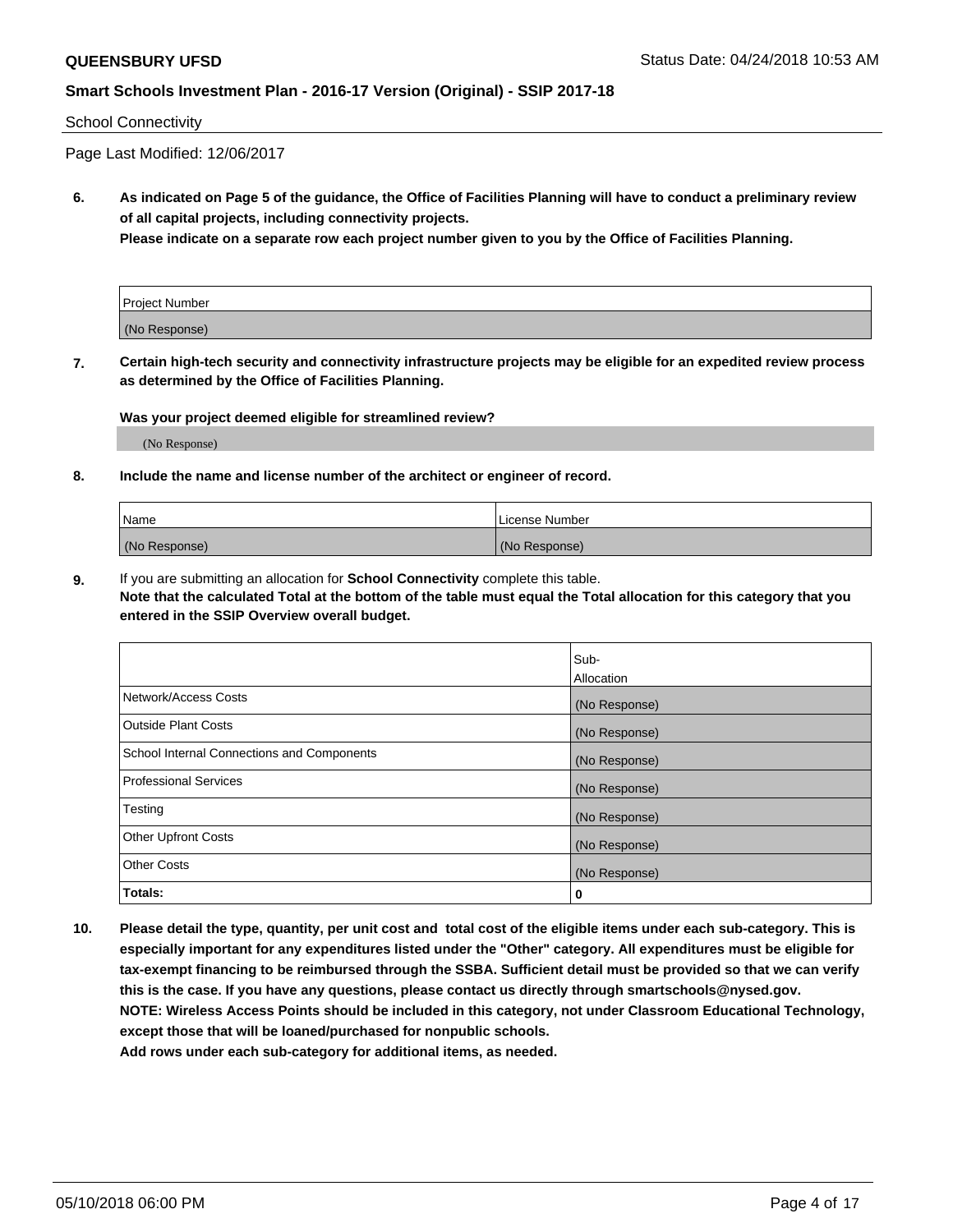School Connectivity

Page Last Modified: 12/06/2017

**6. As indicated on Page 5 of the guidance, the Office of Facilities Planning will have to conduct a preliminary review of all capital projects, including connectivity projects.**
**Please indicate on a separate row each project number given to you by the Office of Facilities Planning.**

| Project Number |
|---|
| (No Response) |

**7. Certain high-tech security and connectivity infrastructure projects may be eligible for an expedited review process as determined by the Office of Facilities Planning.**

**Was your project deemed eligible for streamlined review?**

(No Response)

**8. Include the name and license number of the architect or engineer of record.**

| Name | License Number |
|---|---|
| (No Response) | (No Response) |

**9.** If you are submitting an allocation for **School Connectivity** complete this table.
**Note that the calculated Total at the bottom of the table must equal the Total allocation for this category that you entered in the SSIP Overview overall budget.**

| | Sub-Allocation |
|---|---|
| Network/Access Costs | (No Response) |
| Outside Plant Costs | (No Response) |
| School Internal Connections and Components | (No Response) |
| Professional Services | (No Response) |
| Testing | (No Response) |
| Other Upfront Costs | (No Response) |
| Other Costs | (No Response) |
| **Totals:** | **0** |

**10. Please detail the type, quantity, per unit cost and total cost of the eligible items under each sub-category. This is especially important for any expenditures listed under the "Other" category. All expenditures must be eligible for tax-exempt financing to be reimbursed through the SSBA. Sufficient detail must be provided so that we can verify this is the case. If you have any questions, please contact us directly through smartschools@nysed.gov.**
**NOTE: Wireless Access Points should be included in this category, not under Classroom Educational Technology, except those that will be loaned/purchased for nonpublic schools.**
**Add rows under each sub-category for additional items, as needed.**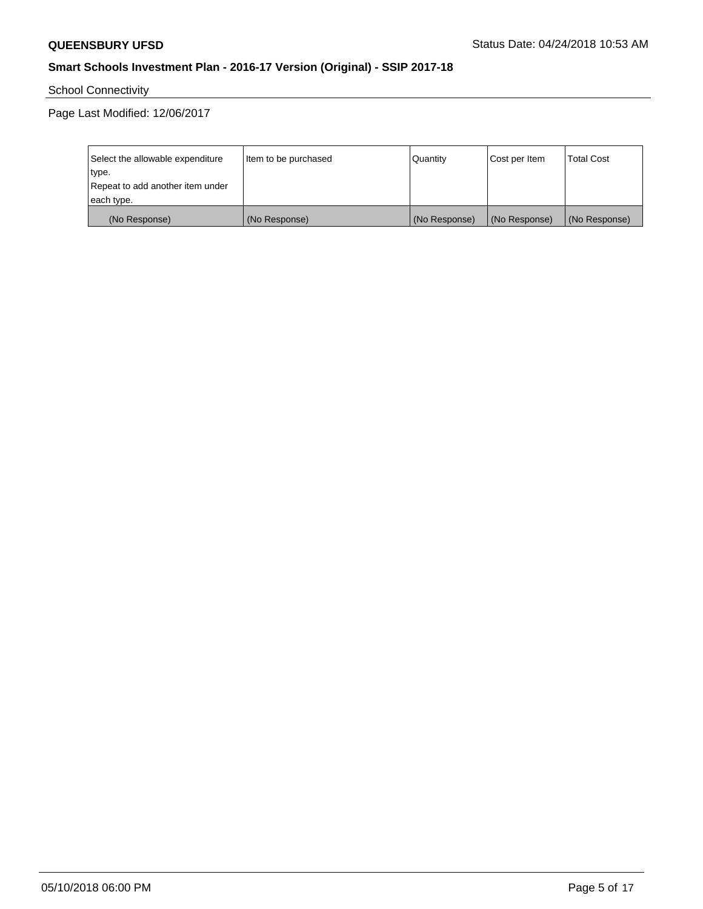School Connectivity

Page Last Modified: 12/06/2017

| Select the allowable expenditure type. Repeat to add another item under each type. | Item to be purchased | Quantity | Cost per Item | Total Cost |
|---|---|---|---|---|
| (No Response) | (No Response) | (No Response) | (No Response) | (No Response) |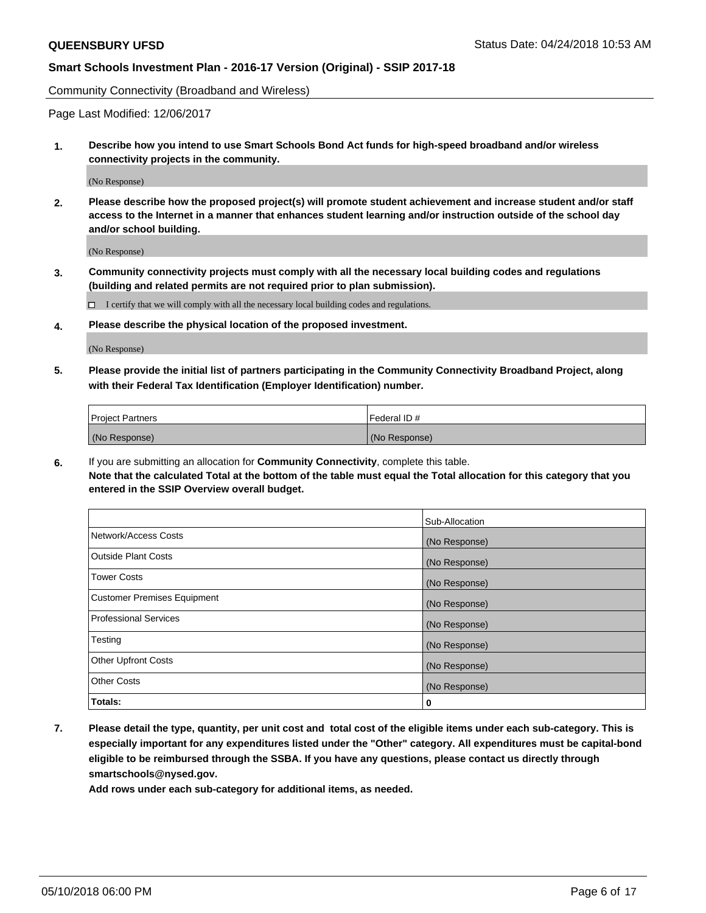Community Connectivity (Broadband and Wireless)

Page Last Modified: 12/06/2017

**1. Describe how you intend to use Smart Schools Bond Act funds for high-speed broadband and/or wireless connectivity projects in the community.**

(No Response)

**2. Please describe how the proposed project(s) will promote student achievement and increase student and/or staff access to the Internet in a manner that enhances student learning and/or instruction outside of the school day and/or school building.**

(No Response)

**3. Community connectivity projects must comply with all the necessary local building codes and regulations (building and related permits are not required prior to plan submission).**

☐ I certify that we will comply with all the necessary local building codes and regulations.

**4. Please describe the physical location of the proposed investment.**

(No Response)

**5. Please provide the initial list of partners participating in the Community Connectivity Broadband Project, along with their Federal Tax Identification (Employer Identification) number.**

| Project Partners | Federal ID # |
| --- | --- |
| (No Response) | (No Response) |

**6.** If you are submitting an allocation for **Community Connectivity**, complete this table.
**Note that the calculated Total at the bottom of the table must equal the Total allocation for this category that you entered in the SSIP Overview overall budget.**

| | Sub-Allocation |
| --- | --- |
| Network/Access Costs | (No Response) |
| Outside Plant Costs | (No Response) |
| Tower Costs | (No Response) |
| Customer Premises Equipment | (No Response) |
| Professional Services | (No Response) |
| Testing | (No Response) |
| Other Upfront Costs | (No Response) |
| Other Costs | (No Response) |
| **Totals:** | **0** |

**7. Please detail the type, quantity, per unit cost and total cost of the eligible items under each sub-category. This is especially important for any expenditures listed under the "Other" category. All expenditures must be capital-bond eligible to be reimbursed through the SSBA. If you have any questions, please contact us directly through smartschools@nysed.gov.**

**Add rows under each sub-category for additional items, as needed.**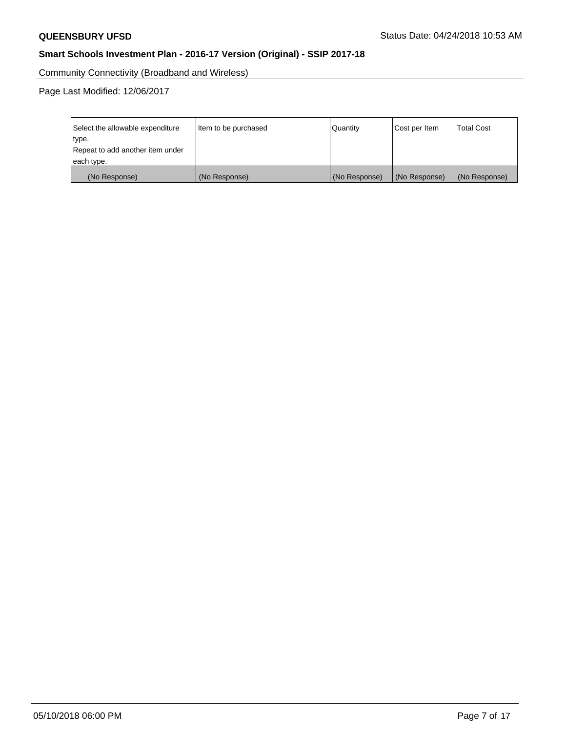Community Connectivity (Broadband and Wireless)

Page Last Modified: 12/06/2017

| Select the allowable expenditure type.<br>Repeat to add another item under each type. | Item to be purchased | Quantity | Cost per Item | Total Cost |
|---|---|---|---|---|
| (No Response) | (No Response) | (No Response) | (No Response) | (No Response) |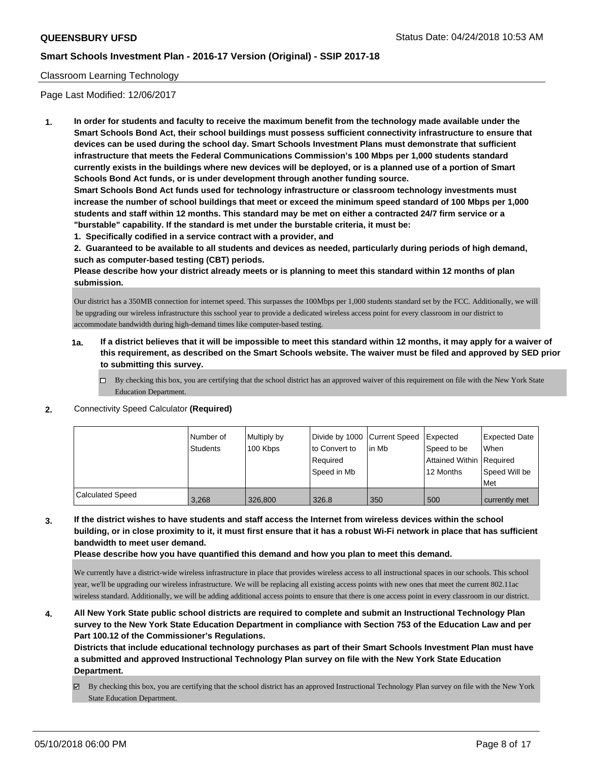## Classroom Learning Technology

Page Last Modified: 12/06/2017

**1. In order for students and faculty to receive the maximum benefit from the technology made available under the Smart Schools Bond Act, their school buildings must possess sufficient connectivity infrastructure to ensure that devices can be used during the school day. Smart Schools Investment Plans must demonstrate that sufficient infrastructure that meets the Federal Communications Commission's 100 Mbps per 1,000 students standard currently exists in the buildings where new devices will be deployed, or is a planned use of a portion of Smart Schools Bond Act funds, or is under development through another funding source.**

**Smart Schools Bond Act funds used for technology infrastructure or classroom technology investments must increase the number of school buildings that meet or exceed the minimum speed standard of 100 Mbps per 1,000 students and staff within 12 months. This standard may be met on either a contracted 24/7 firm service or a "burstable" capability. If the standard is met under the burstable criteria, it must be:**

**1. Specifically codified in a service contract with a provider, and**

**2. Guaranteed to be available to all students and devices as needed, particularly during periods of high demand, such as computer-based testing (CBT) periods.**

**Please describe how your district already meets or is planning to meet this standard within 12 months of plan submission.**

Our district has a 350MB connection for internet speed. This surpasses the 100Mbps per 1,000 students standard set by the FCC. Additionally, we will be upgrading our wireless infrastructure this sschool year to provide a dedicated wireless access point for every classroom in our district to accommodate bandwidth during high-demand times like computer-based testing.

**1a. If a district believes that it will be impossible to meet this standard within 12 months, it may apply for a waiver of this requirement, as described on the Smart Schools website. The waiver must be filed and approved by SED prior to submitting this survey.**

☐ By checking this box, you are certifying that the school district has an approved waiver of this requirement on file with the New York State Education Department.

**2.** Connectivity Speed Calculator **(Required)**

| | Number of Students | Multiply by 100 Kbps | Divide by 1000 to Convert to Required Speed in Mb | Current Speed in Mb | Expected Speed to be Attained Within 12 Months | Expected Date When Required Speed Will be Met |
|---|---|---|---|---|---|---|
| Calculated Speed | 3,268 | 326,800 | 326.8 | 350 | 500 | currently met |

**3. If the district wishes to have students and staff access the Internet from wireless devices within the school building, or in close proximity to it, it must first ensure that it has a robust Wi-Fi network in place that has sufficient bandwidth to meet user demand.**

**Please describe how you have quantified this demand and how you plan to meet this demand.**

We currently have a district-wide wireless infrastructure in place that provides wireless access to all instructional spaces in our schools. This school year, we'll be upgrading our wireless infrastructure. We will be replacing all existing access points with new ones that meet the current 802.11ac wireless standard. Additionally, we will be adding additional access points to ensure that there is one access point in every classroom in our district.

**4. All New York State public school districts are required to complete and submit an Instructional Technology Plan survey to the New York State Education Department in compliance with Section 753 of the Education Law and per Part 100.12 of the Commissioner's Regulations.**

**Districts that include educational technology purchases as part of their Smart Schools Investment Plan must have a submitted and approved Instructional Technology Plan survey on file with the New York State Education Department.**

☑ By checking this box, you are certifying that the school district has an approved Instructional Technology Plan survey on file with the New York State Education Department.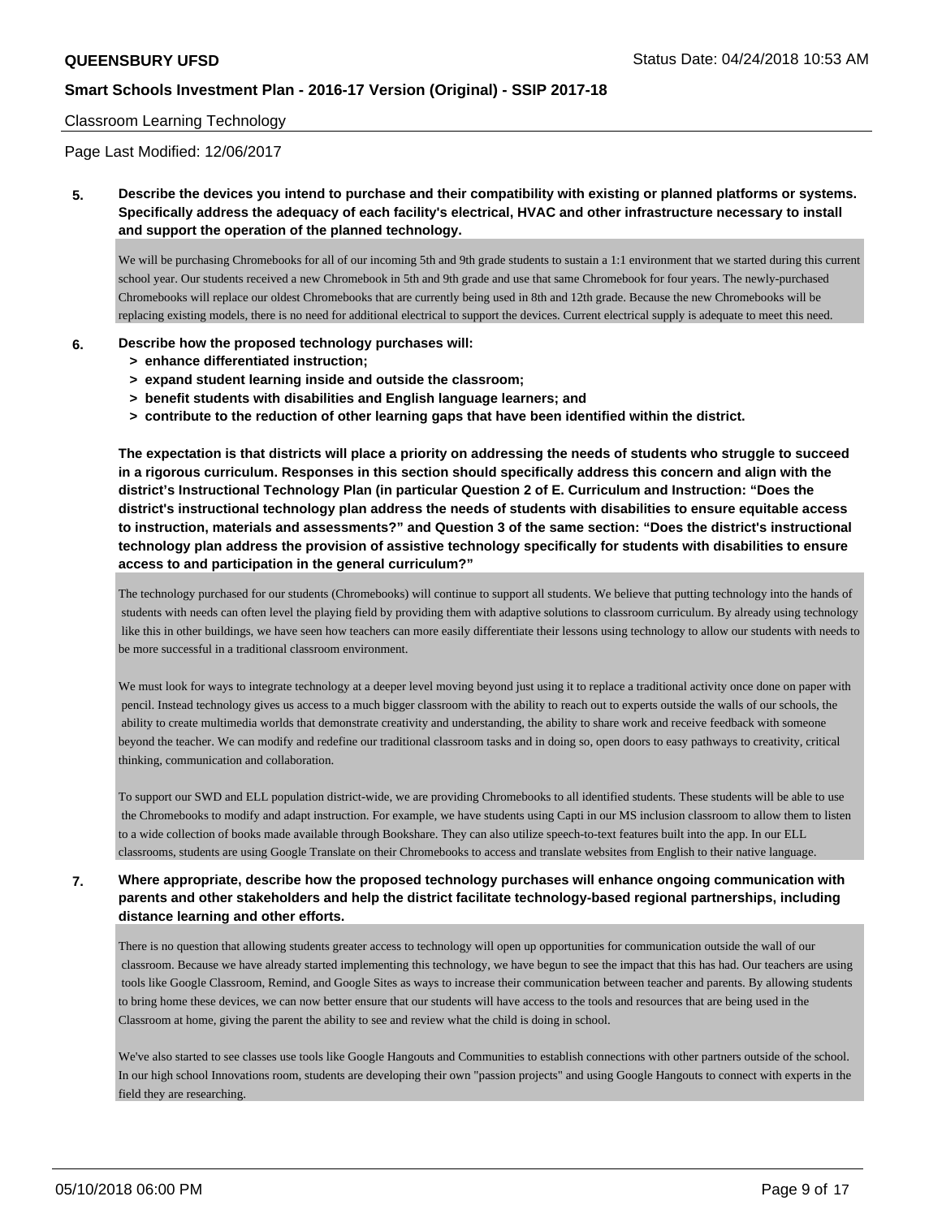Classroom Learning Technology

Page Last Modified: 12/06/2017

**5. Describe the devices you intend to purchase and their compatibility with existing or planned platforms or systems. Specifically address the adequacy of each facility's electrical, HVAC and other infrastructure necessary to install and support the operation of the planned technology.**

We will be purchasing Chromebooks for all of our incoming 5th and 9th grade students to sustain a 1:1 environment that we started during this current school year. Our students received a new Chromebook in 5th and 9th grade and use that same Chromebook for four years. The newly-purchased Chromebooks will replace our oldest Chromebooks that are currently being used in 8th and 12th grade. Because the new Chromebooks will be replacing existing models, there is no need for additional electrical to support the devices. Current electrical supply is adequate to meet this need.

**6. Describe how the proposed technology purchases will:**
- **> enhance differentiated instruction;**
- **> expand student learning inside and outside the classroom;**
- **> benefit students with disabilities and English language learners; and**
- **> contribute to the reduction of other learning gaps that have been identified within the district.**

**The expectation is that districts will place a priority on addressing the needs of students who struggle to succeed in a rigorous curriculum. Responses in this section should specifically address this concern and align with the district's Instructional Technology Plan (in particular Question 2 of E. Curriculum and Instruction: "Does the district's instructional technology plan address the needs of students with disabilities to ensure equitable access to instruction, materials and assessments?" and Question 3 of the same section: "Does the district's instructional technology plan address the provision of assistive technology specifically for students with disabilities to ensure access to and participation in the general curriculum?"**

The technology purchased for our students (Chromebooks) will continue to support all students. We believe that putting technology into the hands of students with needs can often level the playing field by providing them with adaptive solutions to classroom curriculum. By already using technology like this in other buildings, we have seen how teachers can more easily differentiate their lessons using technology to allow our students with needs to be more successful in a traditional classroom environment.

We must look for ways to integrate technology at a deeper level moving beyond just using it to replace a traditional activity once done on paper with pencil. Instead technology gives us access to a much bigger classroom with the ability to reach out to experts outside the walls of our schools, the ability to create multimedia worlds that demonstrate creativity and understanding, the ability to share work and receive feedback with someone beyond the teacher. We can modify and redefine our traditional classroom tasks and in doing so, open doors to easy pathways to creativity, critical thinking, communication and collaboration.

To support our SWD and ELL population district-wide, we are providing Chromebooks to all identified students. These students will be able to use the Chromebooks to modify and adapt instruction. For example, we have students using Capti in our MS inclusion classroom to allow them to listen to a wide collection of books made available through Bookshare. They can also utilize speech-to-text features built into the app. In our ELL classrooms, students are using Google Translate on their Chromebooks to access and translate websites from English to their native language.

**7. Where appropriate, describe how the proposed technology purchases will enhance ongoing communication with parents and other stakeholders and help the district facilitate technology-based regional partnerships, including distance learning and other efforts.**

There is no question that allowing students greater access to technology will open up opportunities for communication outside the wall of our classroom. Because we have already started implementing this technology, we have begun to see the impact that this has had. Our teachers are using tools like Google Classroom, Remind, and Google Sites as ways to increase their communication between teacher and parents. By allowing students to bring home these devices, we can now better ensure that our students will have access to the tools and resources that are being used in the Classroom at home, giving the parent the ability to see and review what the child is doing in school.

We've also started to see classes use tools like Google Hangouts and Communities to establish connections with other partners outside of the school. In our high school Innovations room, students are developing their own "passion projects" and using Google Hangouts to connect with experts in the field they are researching.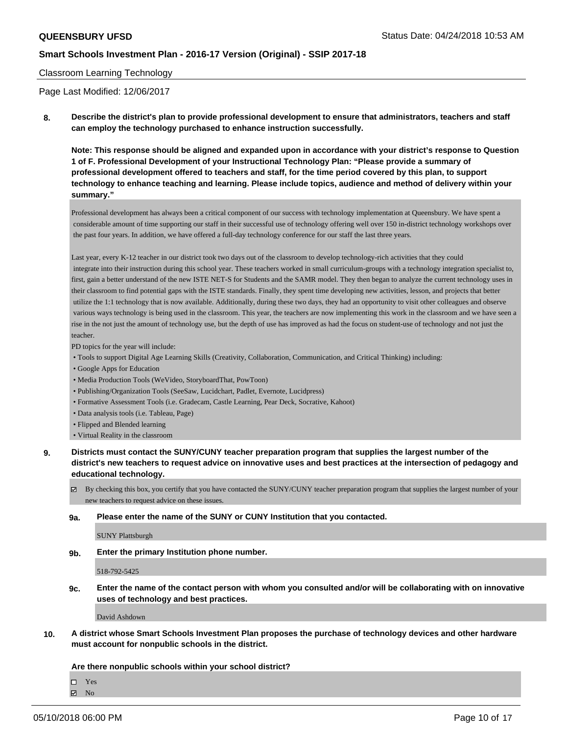Classroom Learning Technology

Page Last Modified: 12/06/2017

**8. Describe the district's plan to provide professional development to ensure that administrators, teachers and staff can employ the technology purchased to enhance instruction successfully.**

**Note: This response should be aligned and expanded upon in accordance with your district's response to Question 1 of F. Professional Development of your Instructional Technology Plan: "Please provide a summary of professional development offered to teachers and staff, for the time period covered by this plan, to support technology to enhance teaching and learning. Please include topics, audience and method of delivery within your summary."**

Professional development has always been a critical component of our success with technology implementation at Queensbury. We have spent a considerable amount of time supporting our staff in their successful use of technology offering well over 150 in-district technology workshops over the past four years. In addition, we have offered a full-day technology conference for our staff the last three years.

Last year, every K-12 teacher in our district took two days out of the classroom to develop technology-rich activities that they could integrate into their instruction during this school year. These teachers worked in small curriculum-groups with a technology integration specialist to, first, gain a better understand of the new ISTE NET-S for Students and the SAMR model. They then began to analyze the current technology uses in their classroom to find potential gaps with the ISTE standards. Finally, they spent time developing new activities, lesson, and projects that better utilize the 1:1 technology that is now available. Additionally, during these two days, they had an opportunity to visit other colleagues and observe various ways technology is being used in the classroom. This year, the teachers are now implementing this work in the classroom and we have seen a rise in the not just the amount of technology use, but the depth of use has improved as had the focus on student-use of technology and not just the teacher.

PD topics for the year will include:

- Tools to support Digital Age Learning Skills (Creativity, Collaboration, Communication, and Critical Thinking) including:
- Google Apps for Education
- Media Production Tools (WeVideo, StoryboardThat, PowToon)
- Publishing/Organization Tools (SeeSaw, Lucidchart, Padlet, Evernote, Lucidpress)
- Formative Assessment Tools (i.e. Gradecam, Castle Learning, Pear Deck, Socrative, Kahoot)
- Data analysis tools (i.e. Tableau, Page)
- Flipped and Blended learning
- Virtual Reality in the classroom

**9. Districts must contact the SUNY/CUNY teacher preparation program that supplies the largest number of the district's new teachers to request advice on innovative uses and best practices at the intersection of pedagogy and educational technology.**

☑ By checking this box, you certify that you have contacted the SUNY/CUNY teacher preparation program that supplies the largest number of your new teachers to request advice on these issues.

**9a. Please enter the name of the SUNY or CUNY Institution that you contacted.**

SUNY Plattsburgh

**9b. Enter the primary Institution phone number.**

518-792-5425

**9c. Enter the name of the contact person with whom you consulted and/or will be collaborating with on innovative uses of technology and best practices.**

David Ashdown

**10. A district whose Smart Schools Investment Plan proposes the purchase of technology devices and other hardware must account for nonpublic schools in the district.**

**Are there nonpublic schools within your school district?**

☐ Yes
☑ No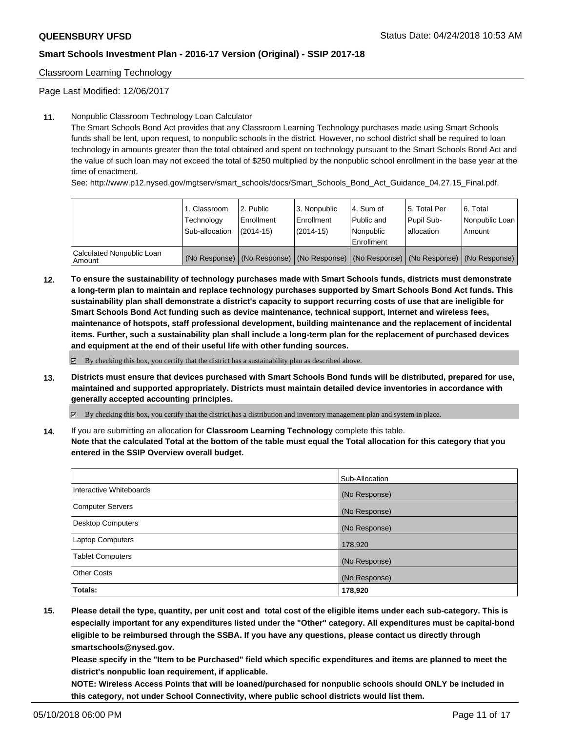Classroom Learning Technology

Page Last Modified: 12/06/2017

**11.** Nonpublic Classroom Technology Loan Calculator

The Smart Schools Bond Act provides that any Classroom Learning Technology purchases made using Smart Schools funds shall be lent, upon request, to nonpublic schools in the district. However, no school district shall be required to loan technology in amounts greater than the total obtained and spent on technology pursuant to the Smart Schools Bond Act and the value of such loan may not exceed the total of $250 multiplied by the nonpublic school enrollment in the base year at the time of enactment.

See: http://www.p12.nysed.gov/mgtserv/smart_schools/docs/Smart_Schools_Bond_Act_Guidance_04.27.15_Final.pdf.

| | 1. Classroom Technology Sub-allocation | 2. Public Enrollment (2014-15) | 3. Nonpublic Enrollment (2014-15) | 4. Sum of Public and Nonpublic Enrollment | 5. Total Per Pupil Sub-allocation | 6. Total Nonpublic Loan Amount |
|---|---|---|---|---|---|---|
| Calculated Nonpublic Loan Amount | (No Response) | (No Response) | (No Response) | (No Response) | (No Response) | (No Response) |

**12.** **To ensure the sustainability of technology purchases made with Smart Schools funds, districts must demonstrate a long-term plan to maintain and replace technology purchases supported by Smart Schools Bond Act funds. This sustainability plan shall demonstrate a district's capacity to support recurring costs of use that are ineligible for Smart Schools Bond Act funding such as device maintenance, technical support, Internet and wireless fees, maintenance of hotspots, staff professional development, building maintenance and the replacement of incidental items. Further, such a sustainability plan shall include a long-term plan for the replacement of purchased devices and equipment at the end of their useful life with other funding sources.**

☑ By checking this box, you certify that the district has a sustainability plan as described above.

**13.** **Districts must ensure that devices purchased with Smart Schools Bond funds will be distributed, prepared for use, maintained and supported appropriately. Districts must maintain detailed device inventories in accordance with generally accepted accounting principles.**

☑ By checking this box, you certify that the district has a distribution and inventory management plan and system in place.

**14.** If you are submitting an allocation for **Classroom Learning Technology** complete this table.
**Note that the calculated Total at the bottom of the table must equal the Total allocation for this category that you entered in the SSIP Overview overall budget.**

| | Sub-Allocation |
|---|---|
| Interactive Whiteboards | (No Response) |
| Computer Servers | (No Response) |
| Desktop Computers | (No Response) |
| Laptop Computers | 178,920 |
| Tablet Computers | (No Response) |
| Other Costs | (No Response) |
| **Totals:** | **178,920** |

**15.** **Please detail the type, quantity, per unit cost and total cost of the eligible items under each sub-category. This is especially important for any expenditures listed under the "Other" category. All expenditures must be capital-bond eligible to be reimbursed through the SSBA. If you have any questions, please contact us directly through smartschools@nysed.gov.**

**Please specify in the "Item to be Purchased" field which specific expenditures and items are planned to meet the district's nonpublic loan requirement, if applicable.**

**NOTE: Wireless Access Points that will be loaned/purchased for nonpublic schools should ONLY be included in this category, not under School Connectivity, where public school districts would list them.**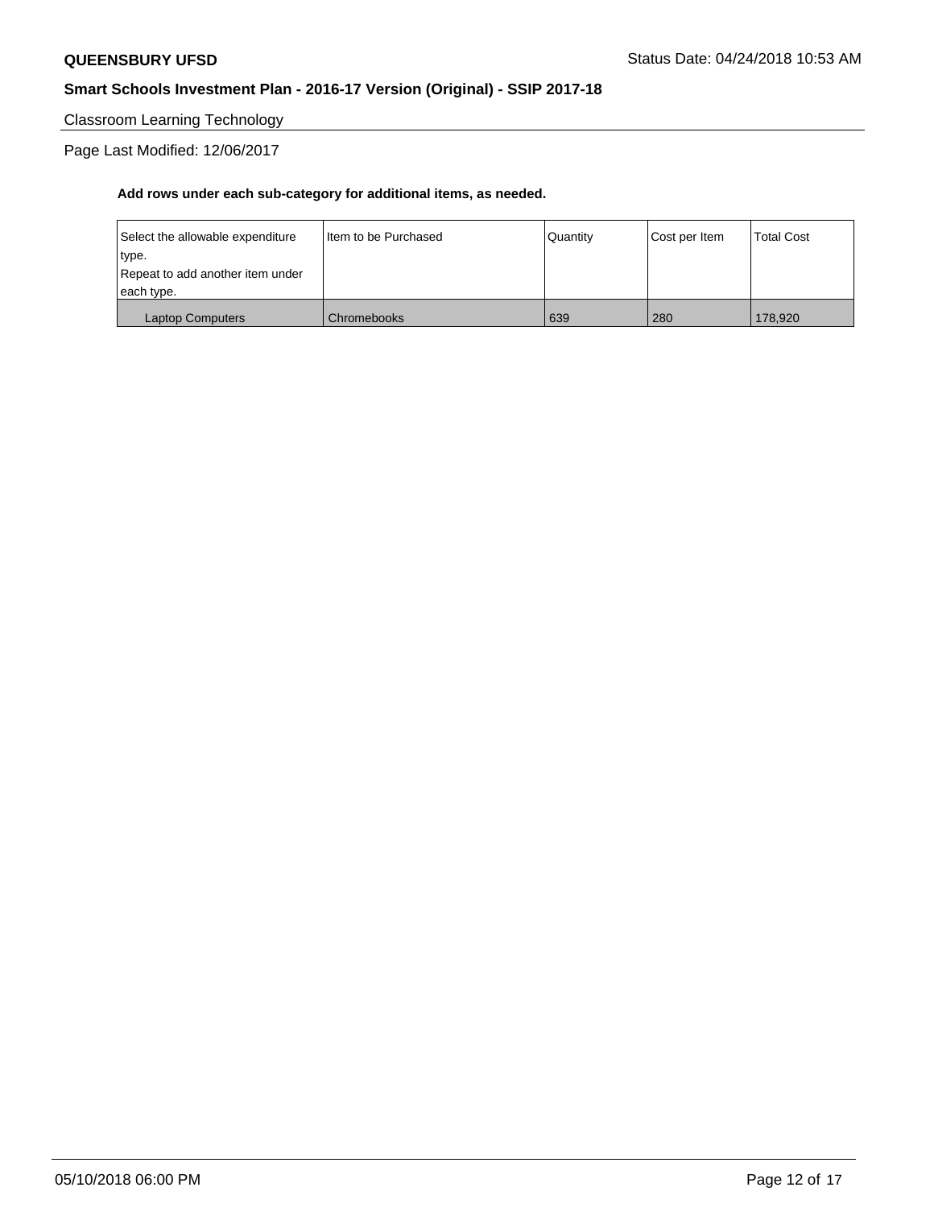Classroom Learning Technology

Page Last Modified: 12/06/2017

**Add rows under each sub-category for additional items, as needed.**

| Select the allowable expenditure type. Repeat to add another item under each type. | Item to be Purchased | Quantity | Cost per Item | Total Cost |
|---|---|---|---|---|
| Laptop Computers | Chromebooks | 639 | 280 | 178,920 |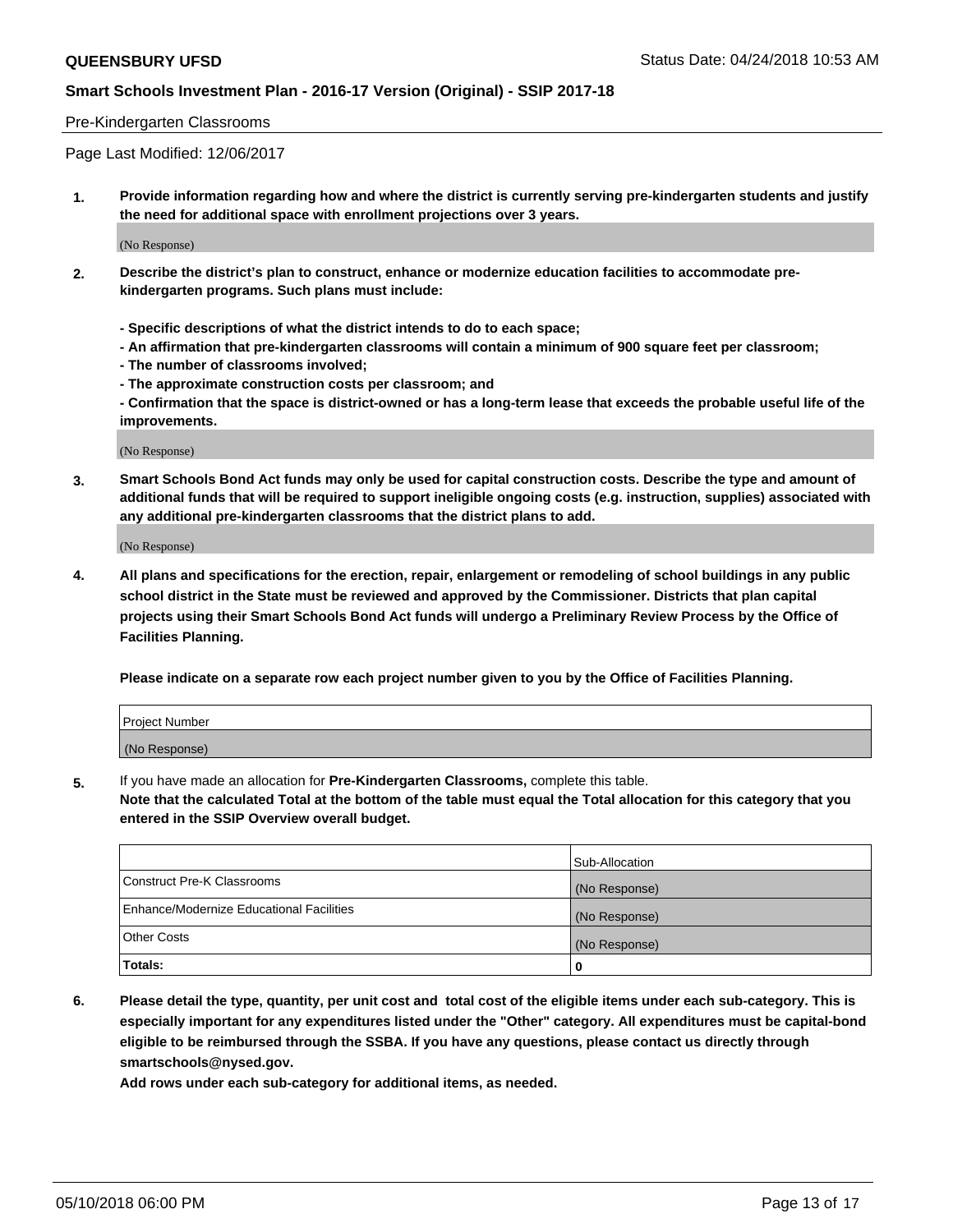Pre-Kindergarten Classrooms

Page Last Modified: 12/06/2017

1. **Provide information regarding how and where the district is currently serving pre-kindergarten students and justify the need for additional space with enrollment projections over 3 years.**

(No Response)

2. **Describe the district's plan to construct, enhance or modernize education facilities to accommodate pre-kindergarten programs. Such plans must include:**

   **- Specific descriptions of what the district intends to do to each space;**
   **- An affirmation that pre-kindergarten classrooms will contain a minimum of 900 square feet per classroom;**
   **- The number of classrooms involved;**
   **- The approximate construction costs per classroom; and**
   **- Confirmation that the space is district-owned or has a long-term lease that exceeds the probable useful life of the improvements.**

(No Response)

3. **Smart Schools Bond Act funds may only be used for capital construction costs. Describe the type and amount of additional funds that will be required to support ineligible ongoing costs (e.g. instruction, supplies) associated with any additional pre-kindergarten classrooms that the district plans to add.**

(No Response)

4. **All plans and specifications for the erection, repair, enlargement or remodeling of school buildings in any public school district in the State must be reviewed and approved by the Commissioner. Districts that plan capital projects using their Smart Schools Bond Act funds will undergo a Preliminary Review Process by the Office of Facilities Planning.**

   **Please indicate on a separate row each project number given to you by the Office of Facilities Planning.**

| Project Number |
|---|
| (No Response) |

5. If you have made an allocation for **Pre-Kindergarten Classrooms,** complete this table.
   **Note that the calculated Total at the bottom of the table must equal the Total allocation for this category that you entered in the SSIP Overview overall budget.**

| | Sub-Allocation |
|---|---|
| Construct Pre-K Classrooms | (No Response) |
| Enhance/Modernize Educational Facilities | (No Response) |
| Other Costs | (No Response) |
| **Totals:** | **0** |

6. **Please detail the type, quantity, per unit cost and total cost of the eligible items under each sub-category. This is especially important for any expenditures listed under the "Other" category. All expenditures must be capital-bond eligible to be reimbursed through the SSBA. If you have any questions, please contact us directly through smartschools@nysed.gov.**

   **Add rows under each sub-category for additional items, as needed.**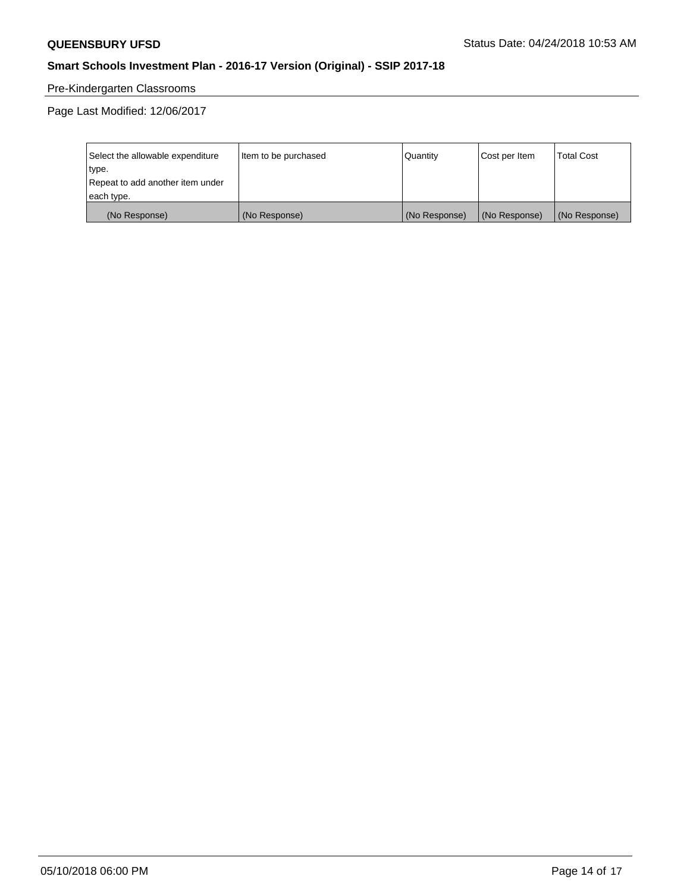Pre-Kindergarten Classrooms

Page Last Modified: 12/06/2017

| Select the allowable expenditure type. Repeat to add another item under each type. | Item to be purchased | Quantity | Cost per Item | Total Cost |
|---|---|---|---|---|
| (No Response) | (No Response) | (No Response) | (No Response) | (No Response) |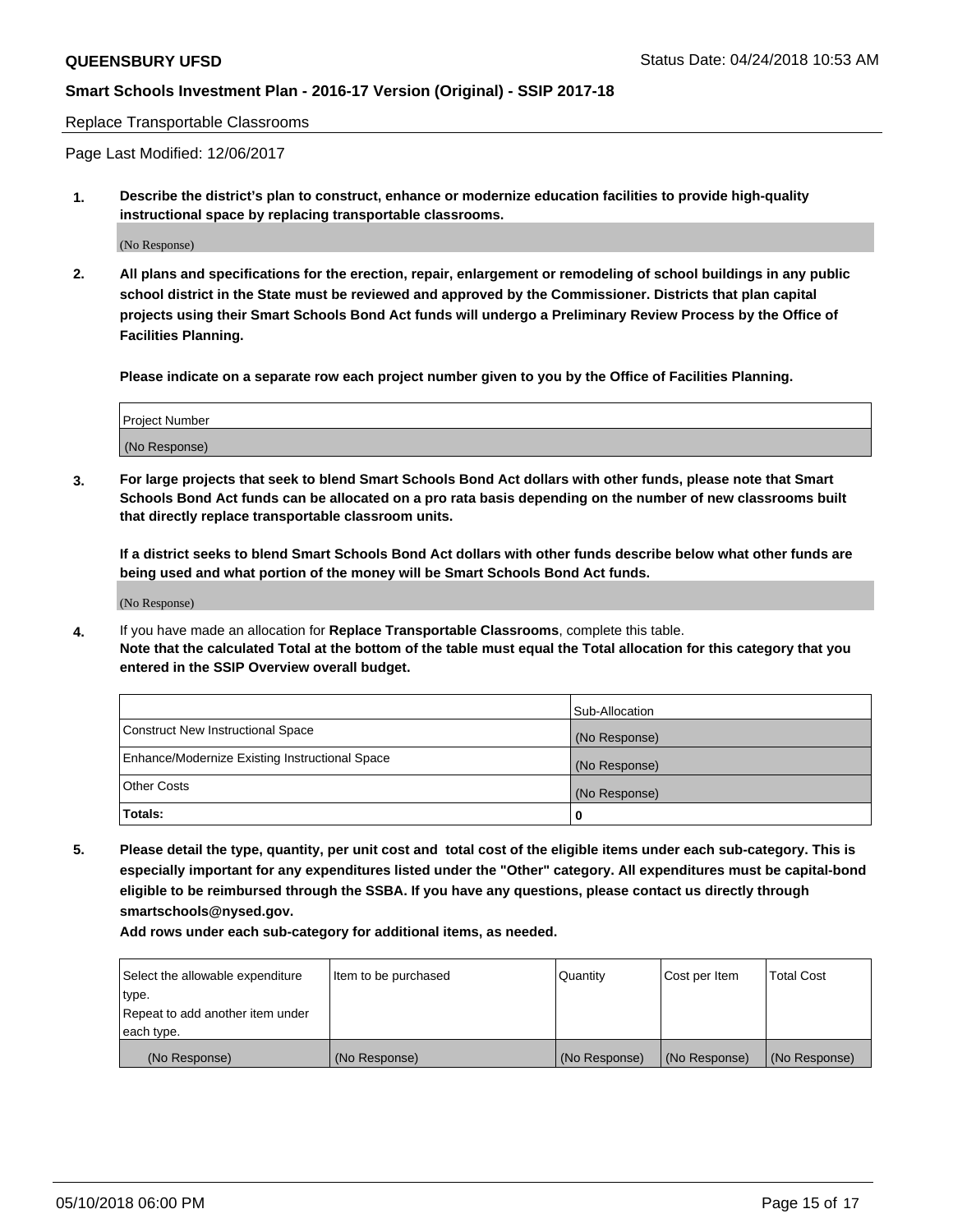Replace Transportable Classrooms

Page Last Modified: 12/06/2017

**1. Describe the district's plan to construct, enhance or modernize education facilities to provide high-quality instructional space by replacing transportable classrooms.**

(No Response)

**2. All plans and specifications for the erection, repair, enlargement or remodeling of school buildings in any public school district in the State must be reviewed and approved by the Commissioner. Districts that plan capital projects using their Smart Schools Bond Act funds will undergo a Preliminary Review Process by the Office of Facilities Planning.**

**Please indicate on a separate row each project number given to you by the Office of Facilities Planning.**

| Project Number |
|---|
| (No Response) |

**3. For large projects that seek to blend Smart Schools Bond Act dollars with other funds, please note that Smart Schools Bond Act funds can be allocated on a pro rata basis depending on the number of new classrooms built that directly replace transportable classroom units.**

**If a district seeks to blend Smart Schools Bond Act dollars with other funds describe below what other funds are being used and what portion of the money will be Smart Schools Bond Act funds.**

(No Response)

**4.** If you have made an allocation for **Replace Transportable Classrooms**, complete this table. **Note that the calculated Total at the bottom of the table must equal the Total allocation for this category that you entered in the SSIP Overview overall budget.**

| | Sub-Allocation |
|---|---|
| Construct New Instructional Space | (No Response) |
| Enhance/Modernize Existing Instructional Space | (No Response) |
| Other Costs | (No Response) |
| **Totals:** | **0** |

**5. Please detail the type, quantity, per unit cost and total cost of the eligible items under each sub-category. This is especially important for any expenditures listed under the "Other" category. All expenditures must be capital-bond eligible to be reimbursed through the SSBA. If you have any questions, please contact us directly through smartschools@nysed.gov.**

**Add rows under each sub-category for additional items, as needed.**

| Select the allowable expenditure type. Repeat to add another item under each type. | Item to be purchased | Quantity | Cost per Item | Total Cost |
|---|---|---|---|---|
| (No Response) | (No Response) | (No Response) | (No Response) | (No Response) |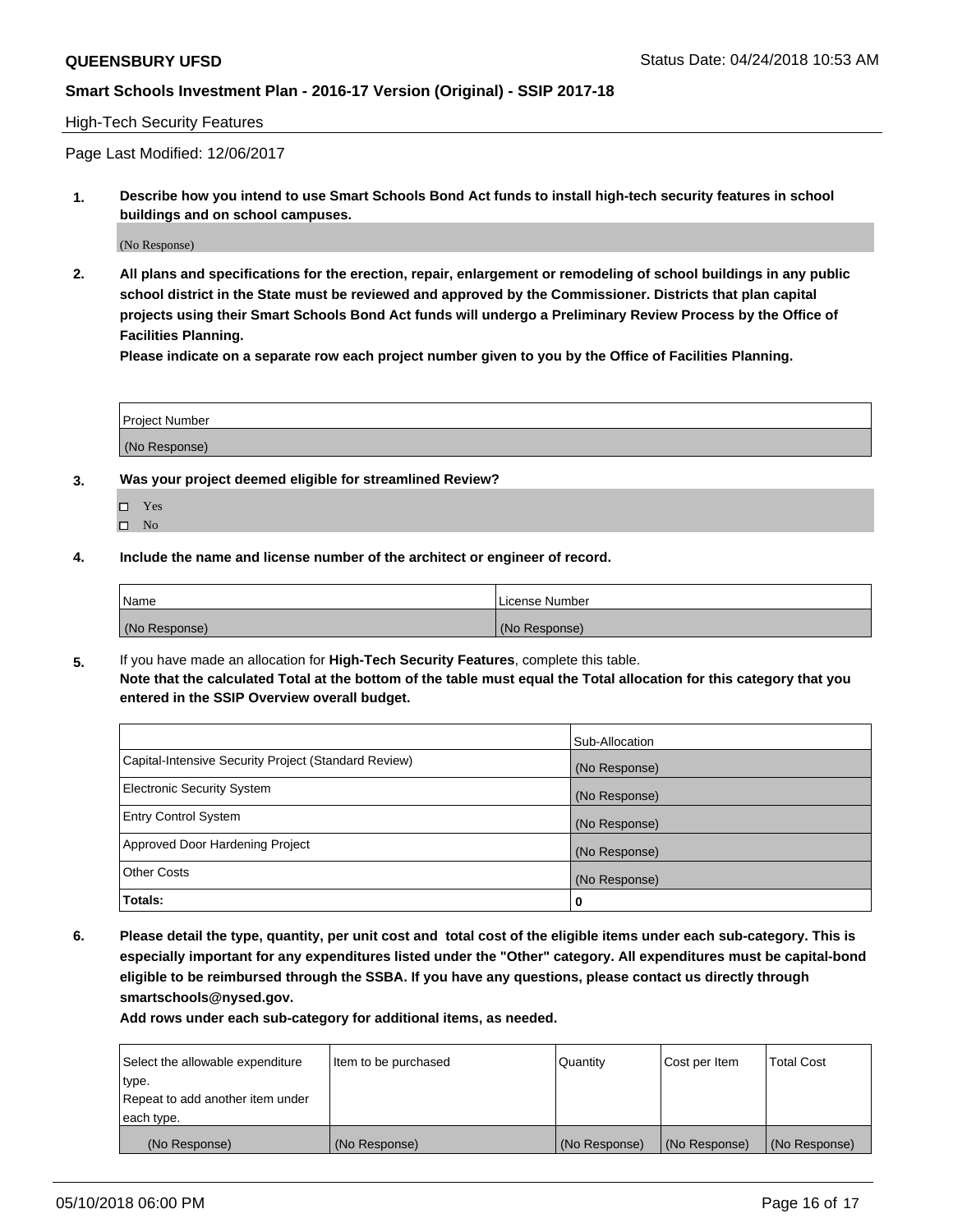## High-Tech Security Features

Page Last Modified: 12/06/2017

**1. Describe how you intend to use Smart Schools Bond Act funds to install high-tech security features in school buildings and on school campuses.**

(No Response)

**2. All plans and specifications for the erection, repair, enlargement or remodeling of school buildings in any public school district in the State must be reviewed and approved by the Commissioner. Districts that plan capital projects using their Smart Schools Bond Act funds will undergo a Preliminary Review Process by the Office of Facilities Planning.**

**Please indicate on a separate row each project number given to you by the Office of Facilities Planning.**

| Project Number |
| --- |
| (No Response) |

**3. Was your project deemed eligible for streamlined Review?**

- ☐ Yes
- ☐ No

**4. Include the name and license number of the architect or engineer of record.**

| Name | License Number |
| --- | --- |
| (No Response) | (No Response) |

**5.** If you have made an allocation for **High-Tech Security Features**, complete this table.
**Note that the calculated Total at the bottom of the table must equal the Total allocation for this category that you entered in the SSIP Overview overall budget.**

| | Sub-Allocation |
| --- | --- |
| Capital-Intensive Security Project (Standard Review) | (No Response) |
| Electronic Security System | (No Response) |
| Entry Control System | (No Response) |
| Approved Door Hardening Project | (No Response) |
| Other Costs | (No Response) |
| **Totals:** | **0** |

**6. Please detail the type, quantity, per unit cost and total cost of the eligible items under each sub-category. This is especially important for any expenditures listed under the "Other" category. All expenditures must be capital-bond eligible to be reimbursed through the SSBA. If you have any questions, please contact us directly through smartschools@nysed.gov.**

**Add rows under each sub-category for additional items, as needed.**

| Select the allowable expenditure type. Repeat to add another item under each type. | Item to be purchased | Quantity | Cost per Item | Total Cost |
| --- | --- | --- | --- | --- |
| (No Response) | (No Response) | (No Response) | (No Response) | (No Response) |